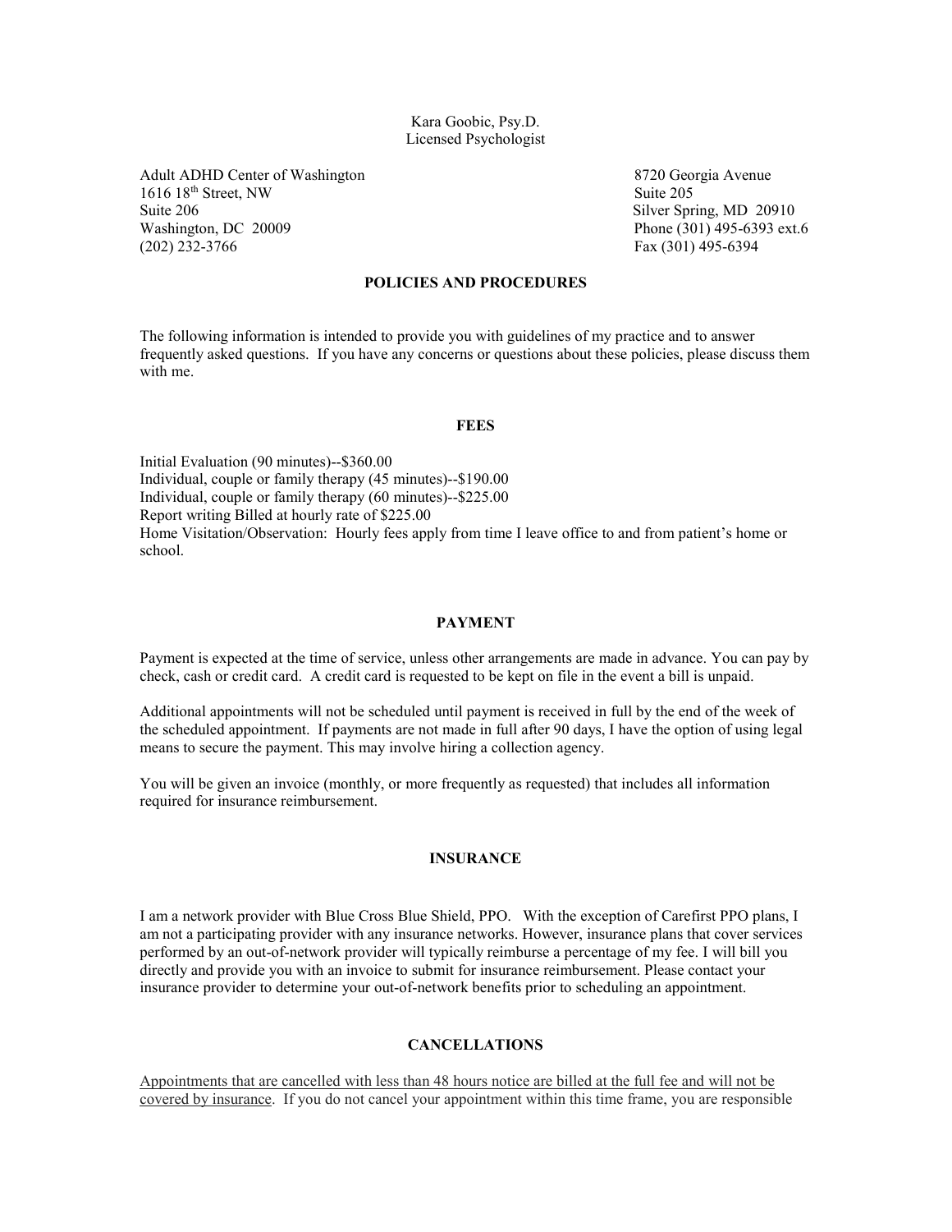Kara Goobic, Psy.D.
Licensed Psychologist

Adult ADHD Center of Washington
1616 18th Street, NW
Suite 206
Washington, DC 20009
(202) 232-3766

8720 Georgia Avenue
Suite 205
Silver Spring, MD 20910
Phone (301) 495-6393 ext.6
Fax (301) 495-6394

## POLICIES AND PROCEDURES

The following information is intended to provide you with guidelines of my practice and to answer frequently asked questions. If you have any concerns or questions about these policies, please discuss them with me.

## FEES

Initial Evaluation (90 minutes)--$360.00
Individual, couple or family therapy (45 minutes)--$190.00
Individual, couple or family therapy (60 minutes)--$225.00
Report writing Billed at hourly rate of $225.00
Home Visitation/Observation: Hourly fees apply from time I leave office to and from patient's home or school.

## PAYMENT

Payment is expected at the time of service, unless other arrangements are made in advance. You can pay by check, cash or credit card. A credit card is requested to be kept on file in the event a bill is unpaid.

Additional appointments will not be scheduled until payment is received in full by the end of the week of the scheduled appointment. If payments are not made in full after 90 days, I have the option of using legal means to secure the payment. This may involve hiring a collection agency.

You will be given an invoice (monthly, or more frequently as requested) that includes all information required for insurance reimbursement.

## INSURANCE

I am a network provider with Blue Cross Blue Shield, PPO. With the exception of Carefirst PPO plans, I am not a participating provider with any insurance networks. However, insurance plans that cover services performed by an out-of-network provider will typically reimburse a percentage of my fee. I will bill you directly and provide you with an invoice to submit for insurance reimbursement. Please contact your insurance provider to determine your out-of-network benefits prior to scheduling an appointment.

## CANCELLATIONS

<u>Appointments that are cancelled with less than 48 hours notice are billed at the full fee and will not be covered by insurance</u>. If you do not cancel your appointment within this time frame, you are responsible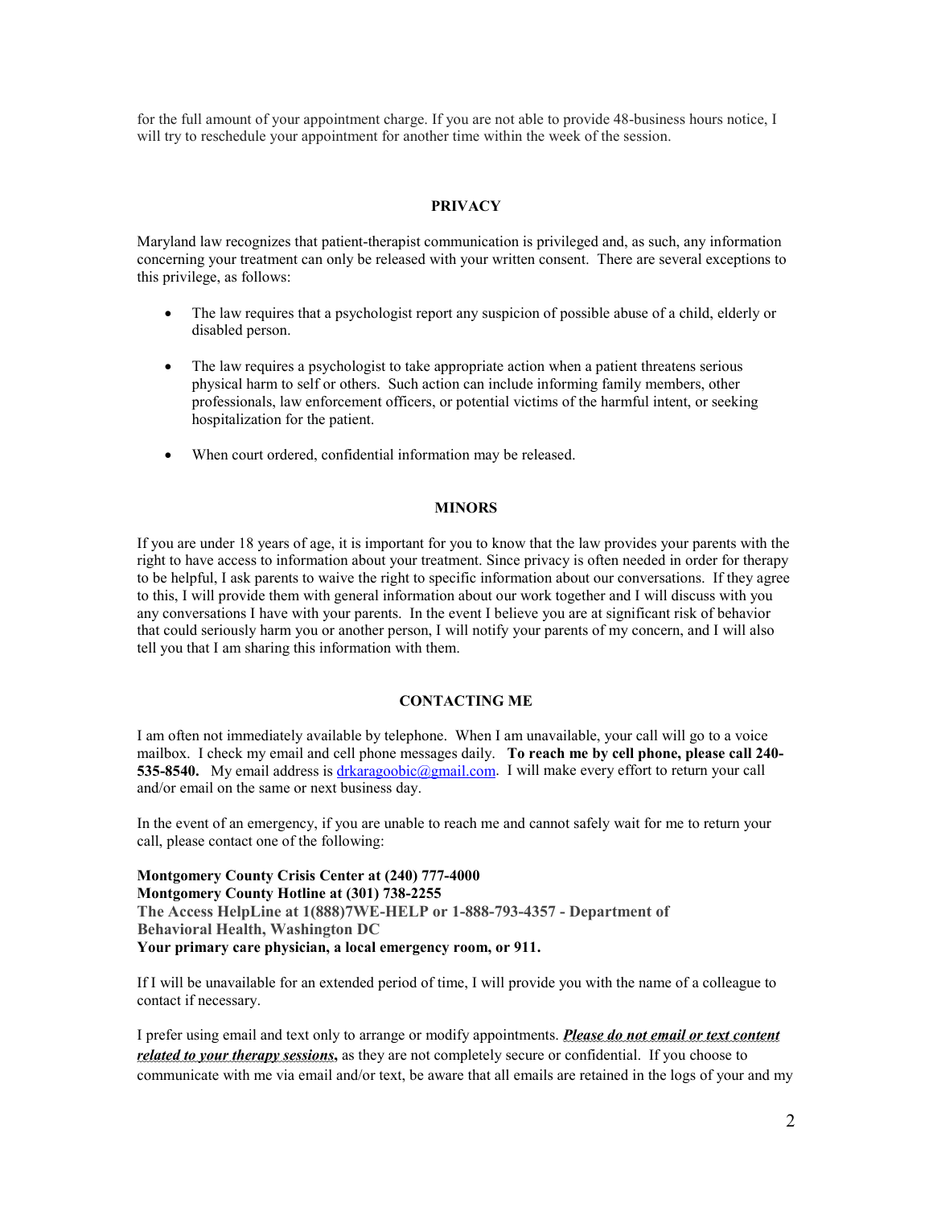for the full amount of your appointment charge. If you are not able to provide 48-business hours notice, I will try to reschedule your appointment for another time within the week of the session.

## PRIVACY

Maryland law recognizes that patient-therapist communication is privileged and, as such, any information concerning your treatment can only be released with your written consent. There are several exceptions to this privilege, as follows:

- The law requires that a psychologist report any suspicion of possible abuse of a child, elderly or disabled person.
- The law requires a psychologist to take appropriate action when a patient threatens serious physical harm to self or others. Such action can include informing family members, other professionals, law enforcement officers, or potential victims of the harmful intent, or seeking hospitalization for the patient.
- When court ordered, confidential information may be released.

## MINORS

If you are under 18 years of age, it is important for you to know that the law provides your parents with the right to have access to information about your treatment. Since privacy is often needed in order for therapy to be helpful, I ask parents to waive the right to specific information about our conversations. If they agree to this, I will provide them with general information about our work together and I will discuss with you any conversations I have with your parents. In the event I believe you are at significant risk of behavior that could seriously harm you or another person, I will notify your parents of my concern, and I will also tell you that I am sharing this information with them.

## CONTACTING ME

I am often not immediately available by telephone. When I am unavailable, your call will go to a voice mailbox. I check my email and cell phone messages daily. **To reach me by cell phone, please call 240-535-8540.** My email address is drkaragoobic@gmail.com. I will make every effort to return your call and/or email on the same or next business day.

In the event of an emergency, if you are unable to reach me and cannot safely wait for me to return your call, please contact one of the following:

**Montgomery County Crisis Center at (240) 777-4000**
**Montgomery County Hotline at (301) 738-2255**
**The Access HelpLine at 1(888)7WE-HELP or 1-888-793-4357 - Department of Behavioral Health, Washington DC**
**Your primary care physician, a local emergency room, or 911.**

If I will be unavailable for an extended period of time, I will provide you with the name of a colleague to contact if necessary.

I prefer using email and text only to arrange or modify appointments. ***Please do not email or text content related to your therapy sessions*****,** as they are not completely secure or confidential. If you choose to communicate with me via email and/or text, be aware that all emails are retained in the logs of your and my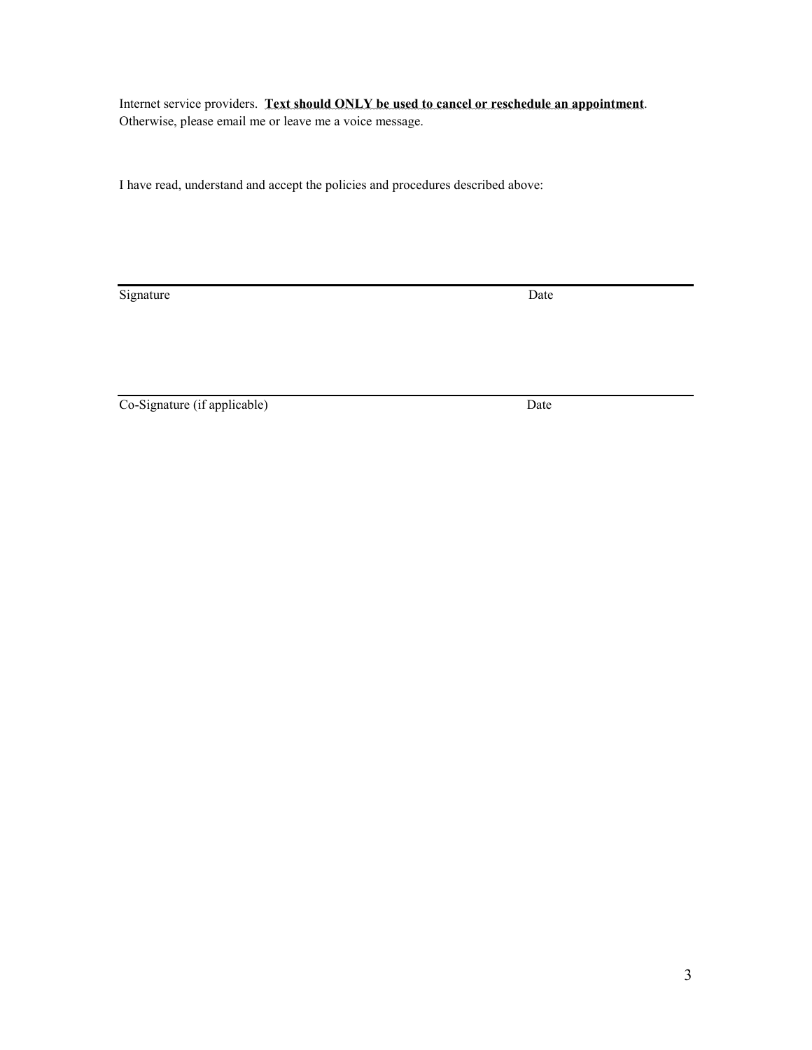Internet service providers. **Text should ONLY be used to cancel or reschedule an appointment**. Otherwise, please email me or leave me a voice message.

I have read, understand and accept the policies and procedures described above:

\_\_\_\_\_\_\_\_\_\_\_\_\_\_\_\_\_\_\_\_\_\_\_\_\_\_\_\_\_\_\_\_\_\_\_\_\_\_\_\_\_\_\_\_\_\_\_\_\_\_\_\_\_\_\_\_\_\_\_\_\_\_\_\_\_\_\_\_\_\_

Signature Date

\_\_\_\_\_\_\_\_\_\_\_\_\_\_\_\_\_\_\_\_\_\_\_\_\_\_\_\_\_\_\_\_\_\_\_\_\_\_\_\_\_\_\_\_\_\_\_\_\_\_\_\_\_\_\_\_\_\_\_\_\_\_\_\_\_\_\_\_\_\_

Co-Signature (if applicable) Date